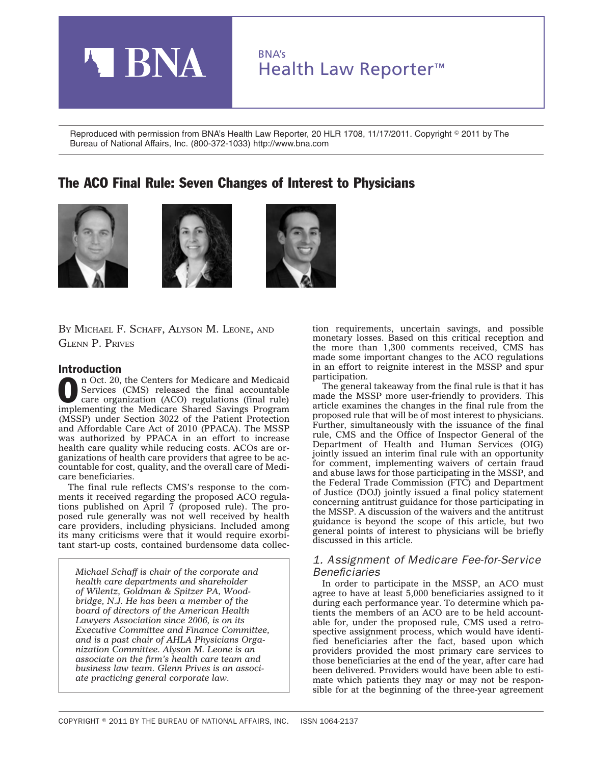BNA's
Health Law Reporter™

Reproduced with permission from BNA's Health Law Reporter, 20 HLR 1708, 11/17/2011. Copyright © 2011 by The Bureau of National Affairs, Inc. (800-372-1033) http://www.bna.com

# The ACO Final Rule: Seven Changes of Interest to Physicians

BY MICHAEL F. SCHAFF, ALYSON M. LEONE, AND GLENN P. PRIVES

*Michael Schaff is chair of the corporate and health care departments and shareholder of Wilentz, Goldman & Spitzer PA, Woodbridge, N.J. He has been a member of the board of directors of the American Health Lawyers Association since 2006, is on its Executive Committee and Finance Committee, and is a past chair of AHLA Physicians Organization Committee. Alyson M. Leone is an associate on the firm's health care team and business law team. Glenn Prives is an associate practicing general corporate law.*

## Introduction

On Oct. 20, the Centers for Medicare and Medicaid Services (CMS) released the final accountable care organization (ACO) regulations (final rule) implementing the Medicare Shared Savings Program (MSSP) under Section 3022 of the Patient Protection and Affordable Care Act of 2010 (PPACA). The MSSP was authorized by PPACA in an effort to increase health care quality while reducing costs. ACOs are organizations of health care providers that agree to be accountable for cost, quality, and the overall care of Medicare beneficiaries.

The final rule reflects CMS's response to the comments it received regarding the proposed ACO regulations published on April 7 (proposed rule). The proposed rule generally was not well received by health care providers, including physicians. Included among its many criticisms were that it would require exorbitant start-up costs, contained burdensome data collection requirements, uncertain savings, and possible monetary losses. Based on this critical reception and the more than 1,300 comments received, CMS has made some important changes to the ACO regulations in an effort to reignite interest in the MSSP and spur participation.

The general takeaway from the final rule is that it has made the MSSP more user-friendly to providers. This article examines the changes in the final rule from the proposed rule that will be of most interest to physicians. Further, simultaneously with the issuance of the final rule, CMS and the Office of Inspector General of the Department of Health and Human Services (OIG) jointly issued an interim final rule with an opportunity for comment, implementing waivers of certain fraud and abuse laws for those participating in the MSSP, and the Federal Trade Commission (FTC) and Department of Justice (DOJ) jointly issued a final policy statement concerning antitrust guidance for those participating in the MSSP. A discussion of the waivers and the antitrust guidance is beyond the scope of this article, but two general points of interest to physicians will be briefly discussed in this article.

### *1. Assignment of Medicare Fee-for-Service Beneficiaries*

In order to participate in the MSSP, an ACO must agree to have at least 5,000 beneficiaries assigned to it during each performance year. To determine which patients the members of an ACO are to be held accountable for, under the proposed rule, CMS used a retrospective assignment process, which would have identified beneficiaries after the fact, based upon which providers provided the most primary care services to those beneficiaries at the end of the year, after care had been delivered. Providers would have been able to estimate which patients they may or may not be responsible for at the beginning of the three-year agreement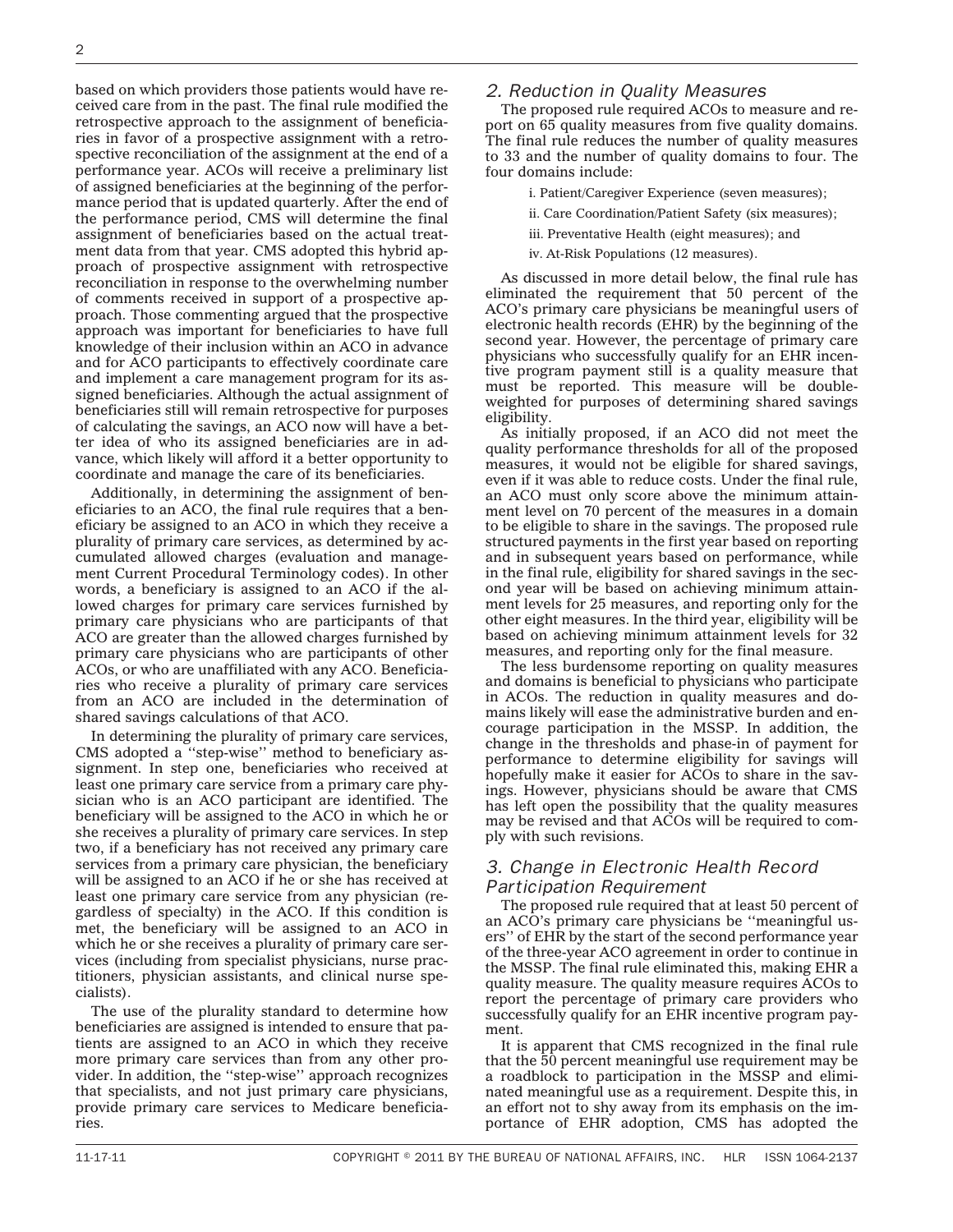based on which providers those patients would have received care from in the past. The final rule modified the retrospective approach to the assignment of beneficiaries in favor of a prospective assignment with a retrospective reconciliation of the assignment at the end of a performance year. ACOs will receive a preliminary list of assigned beneficiaries at the beginning of the performance period that is updated quarterly. After the end of the performance period, CMS will determine the final assignment of beneficiaries based on the actual treatment data from that year. CMS adopted this hybrid approach of prospective assignment with retrospective reconciliation in response to the overwhelming number of comments received in support of a prospective approach. Those commenting argued that the prospective approach was important for beneficiaries to have full knowledge of their inclusion within an ACO in advance and for ACO participants to effectively coordinate care and implement a care management program for its assigned beneficiaries. Although the actual assignment of beneficiaries still will remain retrospective for purposes of calculating the savings, an ACO now will have a better idea of who its assigned beneficiaries are in advance, which likely will afford it a better opportunity to coordinate and manage the care of its beneficiaries.

Additionally, in determining the assignment of beneficiaries to an ACO, the final rule requires that a beneficiary be assigned to an ACO in which they receive a plurality of primary care services, as determined by accumulated allowed charges (evaluation and management Current Procedural Terminology codes). In other words, a beneficiary is assigned to an ACO if the allowed charges for primary care services furnished by primary care physicians who are participants of that ACO are greater than the allowed charges furnished by primary care physicians who are participants of other ACOs, or who are unaffiliated with any ACO. Beneficiaries who receive a plurality of primary care services from an ACO are included in the determination of shared savings calculations of that ACO.

In determining the plurality of primary care services, CMS adopted a ''step-wise'' method to beneficiary assignment. In step one, beneficiaries who received at least one primary care service from a primary care physician who is an ACO participant are identified. The beneficiary will be assigned to the ACO in which he or she receives a plurality of primary care services. In step two, if a beneficiary has not received any primary care services from a primary care physician, the beneficiary will be assigned to an ACO if he or she has received at least one primary care service from any physician (regardless of specialty) in the ACO. If this condition is met, the beneficiary will be assigned to an ACO in which he or she receives a plurality of primary care services (including from specialist physicians, nurse practitioners, physician assistants, and clinical nurse specialists).

The use of the plurality standard to determine how beneficiaries are assigned is intended to ensure that patients are assigned to an ACO in which they receive more primary care services than from any other provider. In addition, the ''step-wise'' approach recognizes that specialists, and not just primary care physicians, provide primary care services to Medicare beneficiaries.

### *2. Reduction in Quality Measures*

The proposed rule required ACOs to measure and report on 65 quality measures from five quality domains. The final rule reduces the number of quality measures to 33 and the number of quality domains to four. The four domains include:

i. Patient/Caregiver Experience (seven measures);

ii. Care Coordination/Patient Safety (six measures);

iii. Preventative Health (eight measures); and

iv. At-Risk Populations (12 measures).

As discussed in more detail below, the final rule has eliminated the requirement that 50 percent of the ACO's primary care physicians be meaningful users of electronic health records (EHR) by the beginning of the second year. However, the percentage of primary care physicians who successfully qualify for an EHR incentive program payment still is a quality measure that must be reported. This measure will be double-weighted for purposes of determining shared savings eligibility.

As initially proposed, if an ACO did not meet the quality performance thresholds for all of the proposed measures, it would not be eligible for shared savings, even if it was able to reduce costs. Under the final rule, an ACO must only score above the minimum attainment level on 70 percent of the measures in a domain to be eligible to share in the savings. The proposed rule structured payments in the first year based on reporting and in subsequent years based on performance, while in the final rule, eligibility for shared savings in the second year will be based on achieving minimum attainment levels for 25 measures, and reporting only for the other eight measures. In the third year, eligibility will be based on achieving minimum attainment levels for 32 measures, and reporting only for the final measure.

The less burdensome reporting on quality measures and domains is beneficial to physicians who participate in ACOs. The reduction in quality measures and domains likely will ease the administrative burden and encourage participation in the MSSP. In addition, the change in the thresholds and phase-in of payment for performance to determine eligibility for savings will hopefully make it easier for ACOs to share in the savings. However, physicians should be aware that CMS has left open the possibility that the quality measures may be revised and that ACOs will be required to comply with such revisions.

### *3. Change in Electronic Health Record Participation Requirement*

The proposed rule required that at least 50 percent of an ACO's primary care physicians be ''meaningful users'' of EHR by the start of the second performance year of the three-year ACO agreement in order to continue in the MSSP. The final rule eliminated this, making EHR a quality measure. The quality measure requires ACOs to report the percentage of primary care providers who successfully qualify for an EHR incentive program payment.

It is apparent that CMS recognized in the final rule that the 50 percent meaningful use requirement may be a roadblock to participation in the MSSP and eliminated meaningful use as a requirement. Despite this, in an effort not to shy away from its emphasis on the importance of EHR adoption, CMS has adopted the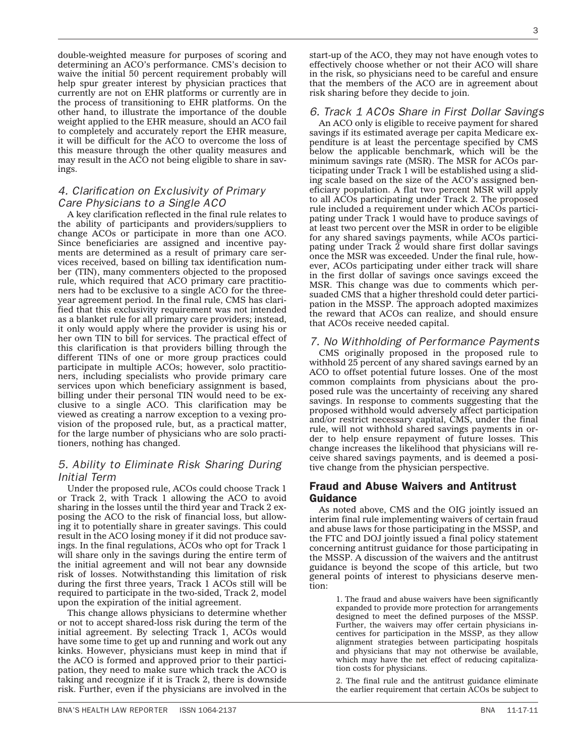double-weighted measure for purposes of scoring and determining an ACO's performance. CMS's decision to waive the initial 50 percent requirement probably will help spur greater interest by physician practices that currently are not on EHR platforms or currently are in the process of transitioning to EHR platforms. On the other hand, to illustrate the importance of the double weight applied to the EHR measure, should an ACO fail to completely and accurately report the EHR measure, it will be difficult for the ACO to overcome the loss of this measure through the other quality measures and may result in the ACO not being eligible to share in savings.

### *4. Clarification on Exclusivity of Primary Care Physicians to a Single ACO*

A key clarification reflected in the final rule relates to the ability of participants and providers/suppliers to change ACOs or participate in more than one ACO. Since beneficiaries are assigned and incentive payments are determined as a result of primary care services received, based on billing tax identification number (TIN), many commenters objected to the proposed rule, which required that ACO primary care practitioners had to be exclusive to a single ACO for the three-year agreement period. In the final rule, CMS has clarified that this exclusivity requirement was not intended as a blanket rule for all primary care providers; instead, it only would apply where the provider is using his or her own TIN to bill for services. The practical effect of this clarification is that providers billing through the different TINs of one or more group practices could participate in multiple ACOs; however, solo practitioners, including specialists who provide primary care services upon which beneficiary assignment is based, billing under their personal TIN would need to be exclusive to a single ACO. This clarification may be viewed as creating a narrow exception to a vexing provision of the proposed rule, but, as a practical matter, for the large number of physicians who are solo practitioners, nothing has changed.

### *5. Ability to Eliminate Risk Sharing During Initial Term*

Under the proposed rule, ACOs could choose Track 1 or Track 2, with Track 1 allowing the ACO to avoid sharing in the losses until the third year and Track 2 exposing the ACO to the risk of financial loss, but allowing it to potentially share in greater savings. This could result in the ACO losing money if it did not produce savings. In the final regulations, ACOs who opt for Track 1 will share only in the savings during the entire term of the initial agreement and will not bear any downside risk of losses. Notwithstanding this limitation of risk during the first three years, Track 1 ACOs still will be required to participate in the two-sided, Track 2, model upon the expiration of the initial agreement.

This change allows physicians to determine whether or not to accept shared-loss risk during the term of the initial agreement. By selecting Track 1, ACOs would have some time to get up and running and work out any kinks. However, physicians must keep in mind that if the ACO is formed and approved prior to their participation, they need to make sure which track the ACO is taking and recognize if it is Track 2, there is downside risk. Further, even if the physicians are involved in the start-up of the ACO, they may not have enough votes to effectively choose whether or not their ACO will share in the risk, so physicians need to be careful and ensure that the members of the ACO are in agreement about risk sharing before they decide to join.

### *6. Track 1 ACOs Share in First Dollar Savings*

An ACO only is eligible to receive payment for shared savings if its estimated average per capita Medicare expenditure is at least the percentage specified by CMS below the applicable benchmark, which will be the minimum savings rate (MSR). The MSR for ACOs participating under Track 1 will be established using a sliding scale based on the size of the ACO's assigned beneficiary population. A flat two percent MSR will apply to all ACOs participating under Track 2. The proposed rule included a requirement under which ACOs participating under Track 1 would have to produce savings of at least two percent over the MSR in order to be eligible for any shared savings payments, while ACOs participating under Track 2 would share first dollar savings once the MSR was exceeded. Under the final rule, however, ACOs participating under either track will share in the first dollar of savings once savings exceed the MSR. This change was due to comments which persuaded CMS that a higher threshold could deter participation in the MSSP. The approach adopted maximizes the reward that ACOs can realize, and should ensure that ACOs receive needed capital.

### *7. No Withholding of Performance Payments*

CMS originally proposed in the proposed rule to withhold 25 percent of any shared savings earned by an ACO to offset potential future losses. One of the most common complaints from physicians about the proposed rule was the uncertainty of receiving any shared savings. In response to comments suggesting that the proposed withhold would adversely affect participation and/or restrict necessary capital, CMS, under the final rule, will not withhold shared savings payments in order to help ensure repayment of future losses. This change increases the likelihood that physicians will receive shared savings payments, and is deemed a positive change from the physician perspective.

## Fraud and Abuse Waivers and Antitrust Guidance

As noted above, CMS and the OIG jointly issued an interim final rule implementing waivers of certain fraud and abuse laws for those participating in the MSSP, and the FTC and DOJ jointly issued a final policy statement concerning antitrust guidance for those participating in the MSSP. A discussion of the waivers and the antitrust guidance is beyond the scope of this article, but two general points of interest to physicians deserve mention:

> 1. The fraud and abuse waivers have been significantly expanded to provide more protection for arrangements designed to meet the defined purposes of the MSSP. Further, the waivers may offer certain physicians incentives for participation in the MSSP, as they allow alignment strategies between participating hospitals and physicians that may not otherwise be available, which may have the net effect of reducing capitalization costs for physicians.
>
> 2. The final rule and the antitrust guidance eliminate the earlier requirement that certain ACOs be subject to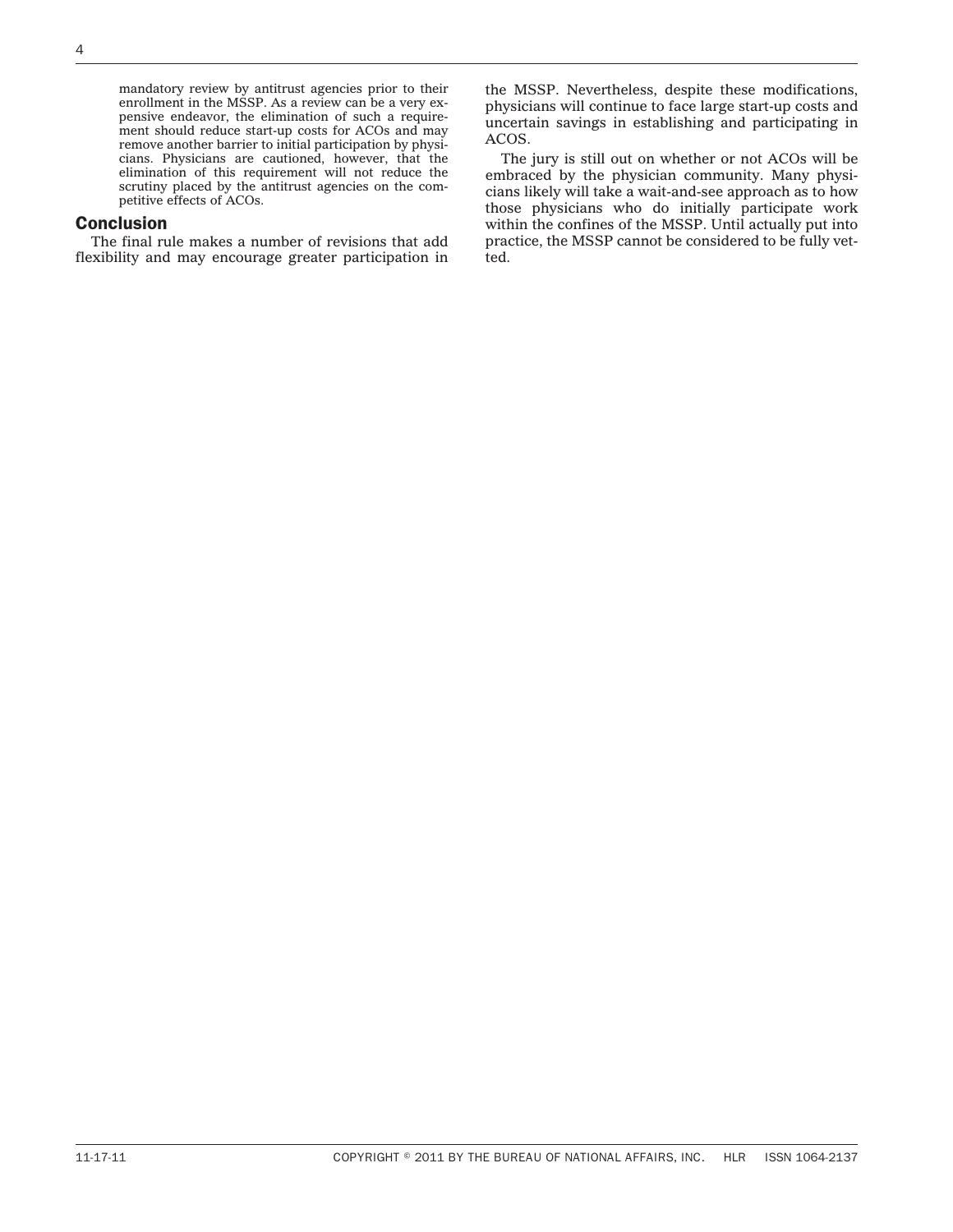mandatory review by antitrust agencies prior to their enrollment in the MSSP. As a review can be a very expensive endeavor, the elimination of such a requirement should reduce start-up costs for ACOs and may remove another barrier to initial participation by physicians. Physicians are cautioned, however, that the elimination of this requirement will not reduce the scrutiny placed by the antitrust agencies on the competitive effects of ACOs.

## Conclusion

The final rule makes a number of revisions that add flexibility and may encourage greater participation in the MSSP. Nevertheless, despite these modifications, physicians will continue to face large start-up costs and uncertain savings in establishing and participating in ACOS.

The jury is still out on whether or not ACOs will be embraced by the physician community. Many physicians likely will take a wait-and-see approach as to how those physicians who do initially participate work within the confines of the MSSP. Until actually put into practice, the MSSP cannot be considered to be fully vetted.